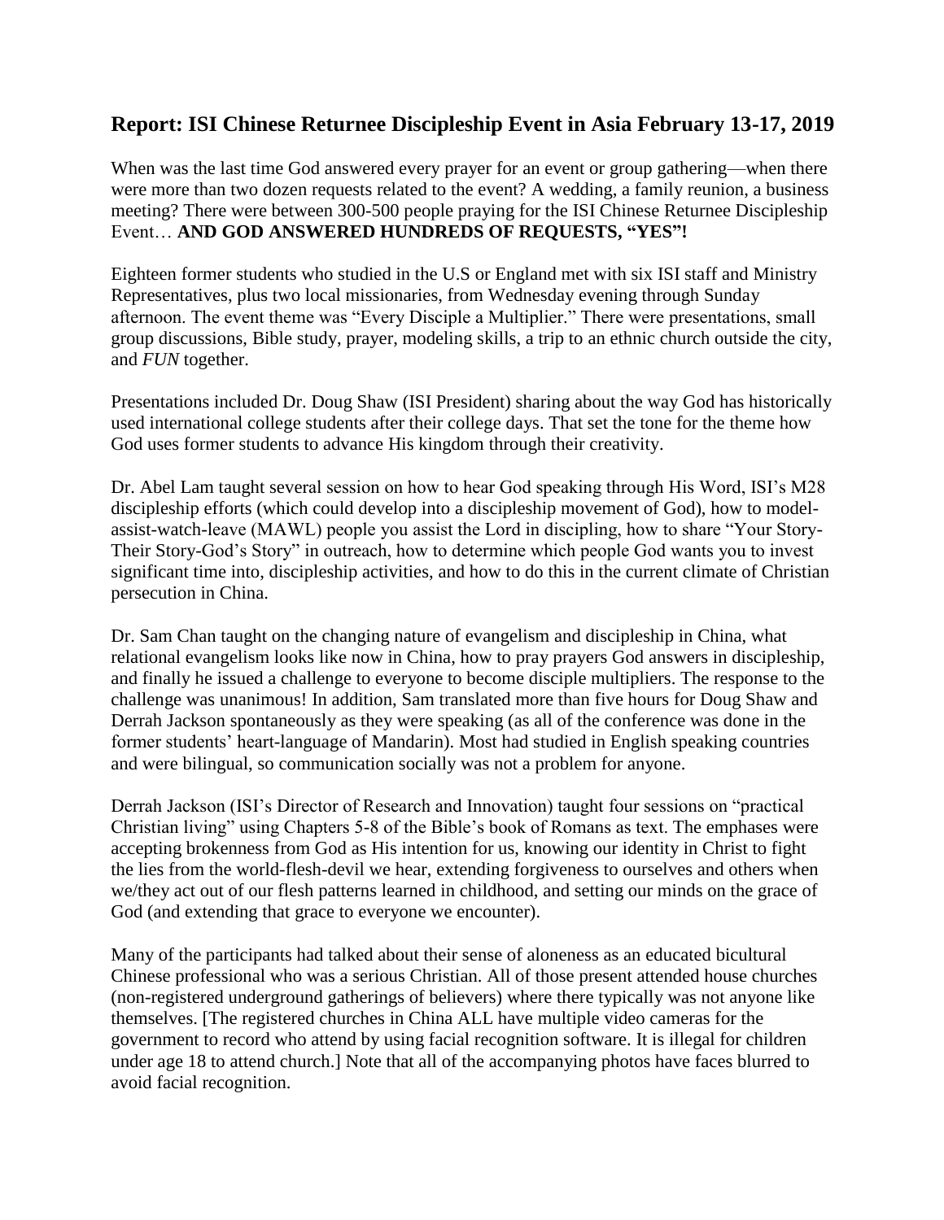## Report: ISI Chinese Returnee Discipleship Event in Asia February 13-17, 2019

When was the last time God answered every prayer for an event or group gathering—when there were more than two dozen requests related to the event? A wedding, a family reunion, a business meeting? There were between 300-500 people praying for the ISI Chinese Returnee Discipleship Event… **AND GOD ANSWERED HUNDREDS OF REQUESTS, "YES"!**

Eighteen former students who studied in the U.S or England met with six ISI staff and Ministry Representatives, plus two local missionaries, from Wednesday evening through Sunday afternoon. The event theme was "Every Disciple a Multiplier." There were presentations, small group discussions, Bible study, prayer, modeling skills, a trip to an ethnic church outside the city, and *FUN* together.

Presentations included Dr. Doug Shaw (ISI President) sharing about the way God has historically used international college students after their college days. That set the tone for the theme how God uses former students to advance His kingdom through their creativity.

Dr. Abel Lam taught several session on how to hear God speaking through His Word, ISI's M28 discipleship efforts (which could develop into a discipleship movement of God), how to model-assist-watch-leave (MAWL) people you assist the Lord in discipling, how to share "Your Story-Their Story-God's Story" in outreach, how to determine which people God wants you to invest significant time into, discipleship activities, and how to do this in the current climate of Christian persecution in China.

Dr. Sam Chan taught on the changing nature of evangelism and discipleship in China, what relational evangelism looks like now in China, how to pray prayers God answers in discipleship, and finally he issued a challenge to everyone to become disciple multipliers. The response to the challenge was unanimous! In addition, Sam translated more than five hours for Doug Shaw and Derrah Jackson spontaneously as they were speaking (as all of the conference was done in the former students' heart-language of Mandarin). Most had studied in English speaking countries and were bilingual, so communication socially was not a problem for anyone.

Derrah Jackson (ISI's Director of Research and Innovation) taught four sessions on "practical Christian living" using Chapters 5-8 of the Bible's book of Romans as text. The emphases were accepting brokenness from God as His intention for us, knowing our identity in Christ to fight the lies from the world-flesh-devil we hear, extending forgiveness to ourselves and others when we/they act out of our flesh patterns learned in childhood, and setting our minds on the grace of God (and extending that grace to everyone we encounter).

Many of the participants had talked about their sense of aloneness as an educated bicultural Chinese professional who was a serious Christian. All of those present attended house churches (non-registered underground gatherings of believers) where there typically was not anyone like themselves. [The registered churches in China ALL have multiple video cameras for the government to record who attend by using facial recognition software. It is illegal for children under age 18 to attend church.] Note that all of the accompanying photos have faces blurred to avoid facial recognition.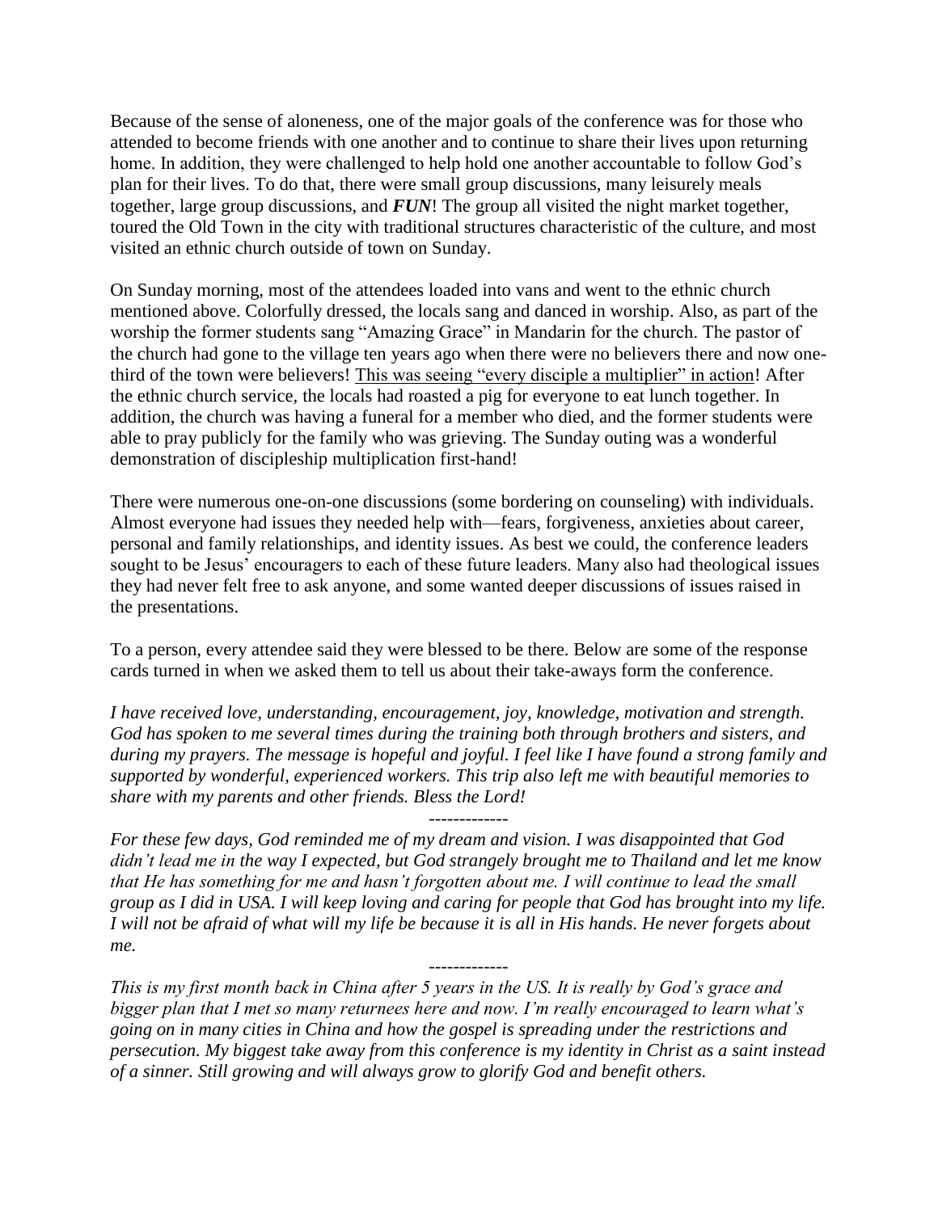Because of the sense of aloneness, one of the major goals of the conference was for those who attended to become friends with one another and to continue to share their lives upon returning home. In addition, they were challenged to help hold one another accountable to follow God's plan for their lives. To do that, there were small group discussions, many leisurely meals together, large group discussions, and ***FUN***! The group all visited the night market together, toured the Old Town in the city with traditional structures characteristic of the culture, and most visited an ethnic church outside of town on Sunday.

On Sunday morning, most of the attendees loaded into vans and went to the ethnic church mentioned above. Colorfully dressed, the locals sang and danced in worship. Also, as part of the worship the former students sang "Amazing Grace" in Mandarin for the church. The pastor of the church had gone to the village ten years ago when there were no believers there and now one-third of the town were believers! <u>This was seeing "every disciple a multiplier" in action</u>! After the ethnic church service, the locals had roasted a pig for everyone to eat lunch together. In addition, the church was having a funeral for a member who died, and the former students were able to pray publicly for the family who was grieving. The Sunday outing was a wonderful demonstration of discipleship multiplication first-hand!

There were numerous one-on-one discussions (some bordering on counseling) with individuals. Almost everyone had issues they needed help with—fears, forgiveness, anxieties about career, personal and family relationships, and identity issues. As best we could, the conference leaders sought to be Jesus' encouragers to each of these future leaders. Many also had theological issues they had never felt free to ask anyone, and some wanted deeper discussions of issues raised in the presentations.

To a person, every attendee said they were blessed to be there. Below are some of the response cards turned in when we asked them to tell us about their take-aways form the conference.

*I have received love, understanding, encouragement, joy, knowledge, motivation and strength. God has spoken to me several times during the training both through brothers and sisters, and during my prayers. The message is hopeful and joyful. I feel like I have found a strong family and supported by wonderful, experienced workers. This trip also left me with beautiful memories to share with my parents and other friends. Bless the Lord!*

-------------

*For these few days, God reminded me of my dream and vision. I was disappointed that God didn't lead me in the way I expected, but God strangely brought me to Thailand and let me know that He has something for me and hasn't forgotten about me. I will continue to lead the small group as I did in USA. I will keep loving and caring for people that God has brought into my life. I will not be afraid of what will my life be because it is all in His hands. He never forgets about me.*

-------------

*This is my first month back in China after 5 years in the US. It is really by God's grace and bigger plan that I met so many returnees here and now. I'm really encouraged to learn what's going on in many cities in China and how the gospel is spreading under the restrictions and persecution. My biggest take away from this conference is my identity in Christ as a saint instead of a sinner. Still growing and will always grow to glorify God and benefit others.*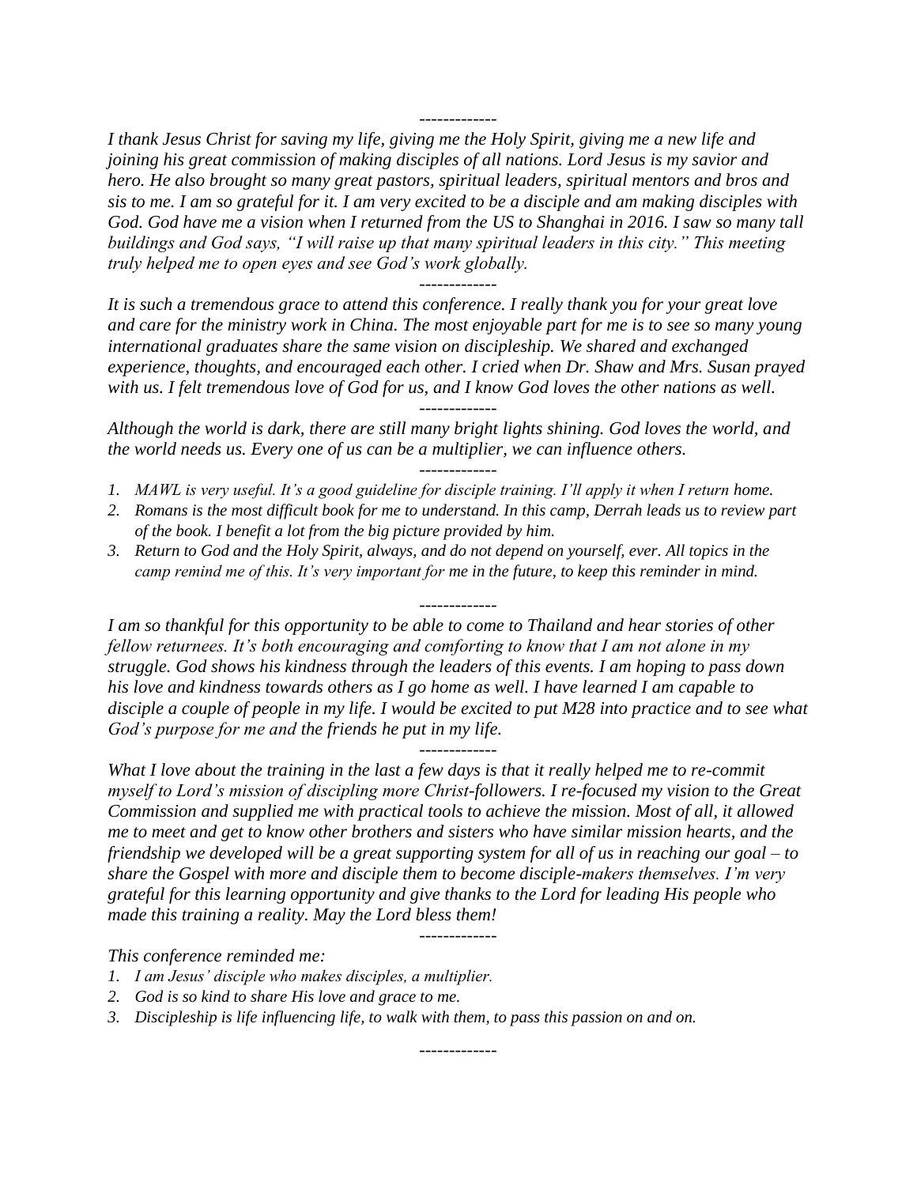-------------

*I thank Jesus Christ for saving my life, giving me the Holy Spirit, giving me a new life and joining his great commission of making disciples of all nations. Lord Jesus is my savior and hero. He also brought so many great pastors, spiritual leaders, spiritual mentors and bros and sis to me. I am so grateful for it. I am very excited to be a disciple and am making disciples with God. God have me a vision when I returned from the US to Shanghai in 2016. I saw so many tall buildings and God says, "I will raise up that many spiritual leaders in this city." This meeting truly helped me to open eyes and see God's work globally.*

-------------

*It is such a tremendous grace to attend this conference. I really thank you for your great love and care for the ministry work in China. The most enjoyable part for me is to see so many young international graduates share the same vision on discipleship. We shared and exchanged experience, thoughts, and encouraged each other. I cried when Dr. Shaw and Mrs. Susan prayed with us. I felt tremendous love of God for us, and I know God loves the other nations as well.*

-------------

*Although the world is dark, there are still many bright lights shining. God loves the world, and the world needs us. Every one of us can be a multiplier, we can influence others.*

-------------

1. *MAWL is very useful. It's a good guideline for disciple training. I'll apply it when I return home.*
2. *Romans is the most difficult book for me to understand. In this camp, Derrah leads us to review part of the book. I benefit a lot from the big picture provided by him.*
3. *Return to God and the Holy Spirit, always, and do not depend on yourself, ever. All topics in the camp remind me of this. It's very important for me in the future, to keep this reminder in mind.*

-------------

*I am so thankful for this opportunity to be able to come to Thailand and hear stories of other fellow returnees. It's both encouraging and comforting to know that I am not alone in my struggle. God shows his kindness through the leaders of this events. I am hoping to pass down his love and kindness towards others as I go home as well. I have learned I am capable to disciple a couple of people in my life. I would be excited to put M28 into practice and to see what God's purpose for me and the friends he put in my life.*

-------------

*What I love about the training in the last a few days is that it really helped me to re-commit myself to Lord's mission of discipling more Christ-followers. I re-focused my vision to the Great Commission and supplied me with practical tools to achieve the mission. Most of all, it allowed me to meet and get to know other brothers and sisters who have similar mission hearts, and the friendship we developed will be a great supporting system for all of us in reaching our goal – to share the Gospel with more and disciple them to become disciple-makers themselves. I'm very grateful for this learning opportunity and give thanks to the Lord for leading His people who made this training a reality. May the Lord bless them!*

-------------

*This conference reminded me:*

1. *I am Jesus' disciple who makes disciples, a multiplier.*
2. *God is so kind to share His love and grace to me.*
3. *Discipleship is life influencing life, to walk with them, to pass this passion on and on.*

-------------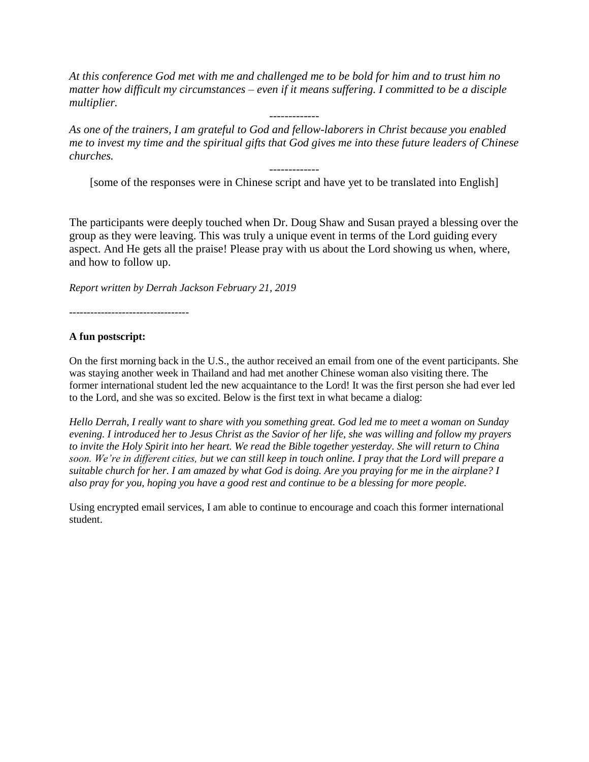*At this conference God met with me and challenged me to be bold for him and to trust him no matter how difficult my circumstances – even if it means suffering. I committed to be a disciple multiplier.*

-------------

*As one of the trainers, I am grateful to God and fellow-laborers in Christ because you enabled me to invest my time and the spiritual gifts that God gives me into these future leaders of Chinese churches.*

-------------

[some of the responses were in Chinese script and have yet to be translated into English]

The participants were deeply touched when Dr. Doug Shaw and Susan prayed a blessing over the group as they were leaving. This was truly a unique event in terms of the Lord guiding every aspect. And He gets all the praise! Please pray with us about the Lord showing us when, where, and how to follow up.

*Report written by Derrah Jackson February 21, 2019*

----------------------------------

**A fun postscript:**

On the first morning back in the U.S., the author received an email from one of the event participants. She was staying another week in Thailand and had met another Chinese woman also visiting there. The former international student led the new acquaintance to the Lord! It was the first person she had ever led to the Lord, and she was so excited. Below is the first text in what became a dialog:

*Hello Derrah, I really want to share with you something great. God led me to meet a woman on Sunday evening. I introduced her to Jesus Christ as the Savior of her life, she was willing and follow my prayers to invite the Holy Spirit into her heart. We read the Bible together yesterday. She will return to China soon. We're in different cities, but we can still keep in touch online. I pray that the Lord will prepare a suitable church for her. I am amazed by what God is doing. Are you praying for me in the airplane? I also pray for you, hoping you have a good rest and continue to be a blessing for more people.*

Using encrypted email services, I am able to continue to encourage and coach this former international student.